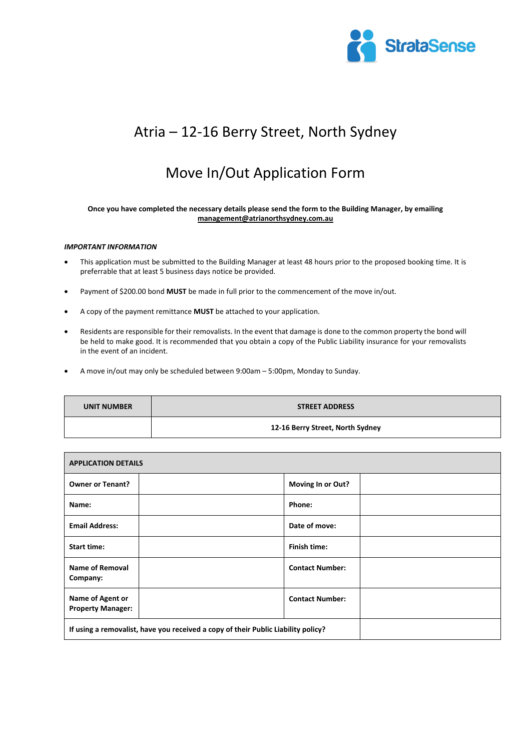StrataSense

# Atria – 12-16 Berry Street, North Sydney

## Move In/Out Application Form

**Once you have completed the necessary details please send the form to the Building Manager, by emailing management@atrianorthsydney.com.au**

***IMPORTANT INFORMATION***

- This application must be submitted to the Building Manager at least 48 hours prior to the proposed booking time. It is preferrable that at least 5 business days notice be provided.
- Payment of $200.00 bond **MUST** be made in full prior to the commencement of the move in/out.
- A copy of the payment remittance **MUST** be attached to your application.
- Residents are responsible for their removalists. In the event that damage is done to the common property the bond will be held to make good. It is recommended that you obtain a copy of the Public Liability insurance for your removalists in the event of an incident.
- A move in/out may only be scheduled between 9:00am – 5:00pm, Monday to Sunday.

| UNIT NUMBER | STREET ADDRESS |
|---|---|
| | **12-16 Berry Street, North Sydney** |

| APPLICATION DETAILS | | | |
|---|---|---|---|
| **Owner or Tenant?** | | **Moving In or Out?** | |
| **Name:** | | **Phone:** | |
| **Email Address:** | | **Date of move:** | |
| **Start time:** | | **Finish time:** | |
| **Name of Removal Company:** | | **Contact Number:** | |
| **Name of Agent or Property Manager:** | | **Contact Number:** | |
| **If using a removalist, have you received a copy of their Public Liability policy?** | | | |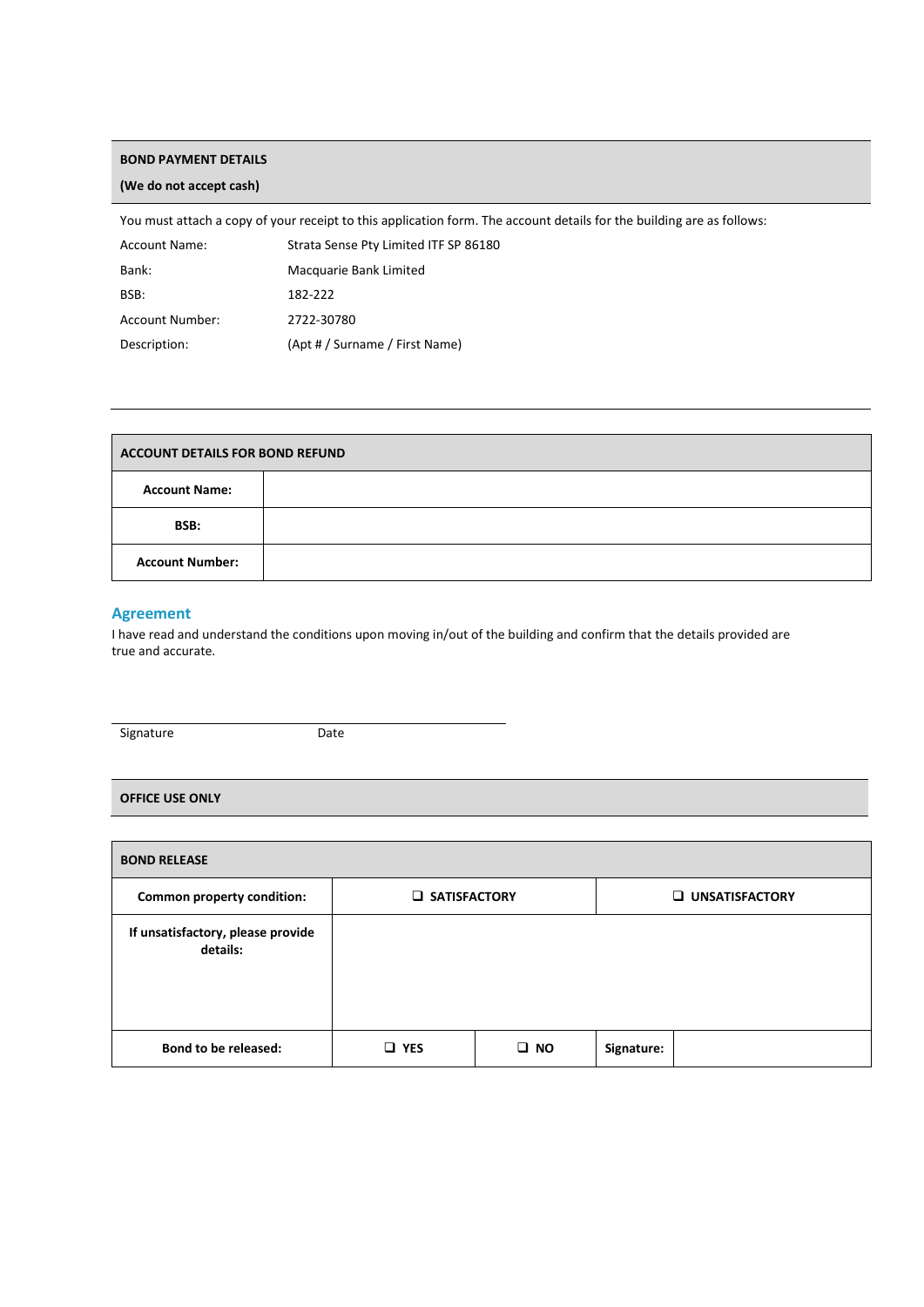**BOND PAYMENT DETAILS**

**(We do not accept cash)**

You must attach a copy of your receipt to this application form. The account details for the building are as follows:

| | |
|---|---|
| Account Name: | Strata Sense Pty Limited ITF SP 86180 |
| Bank: | Macquarie Bank Limited |
| BSB: | 182-222 |
| Account Number: | 2722-30780 |
| Description: | (Apt # / Surname / First Name) |

| **ACCOUNT DETAILS FOR BOND REFUND** | |
|---|---|
| **Account Name:** | |
| **BSB:** | |
| **Account Number:** | |

## Agreement

I have read and understand the conditions upon moving in/out of the building and confirm that the details provided are true and accurate.

Signature Date

**OFFICE USE ONLY**

| **BOND RELEASE** | | | | |
|---|---|---|---|---|
| **Common property condition:** | ❑ **SATISFACTORY** | | ❑ **UNSATISFACTORY** | |
| **If unsatisfactory, please provide details:** | | | | |
| **Bond to be released:** | ❑ **YES** | ❑ **NO** | **Signature:** | |